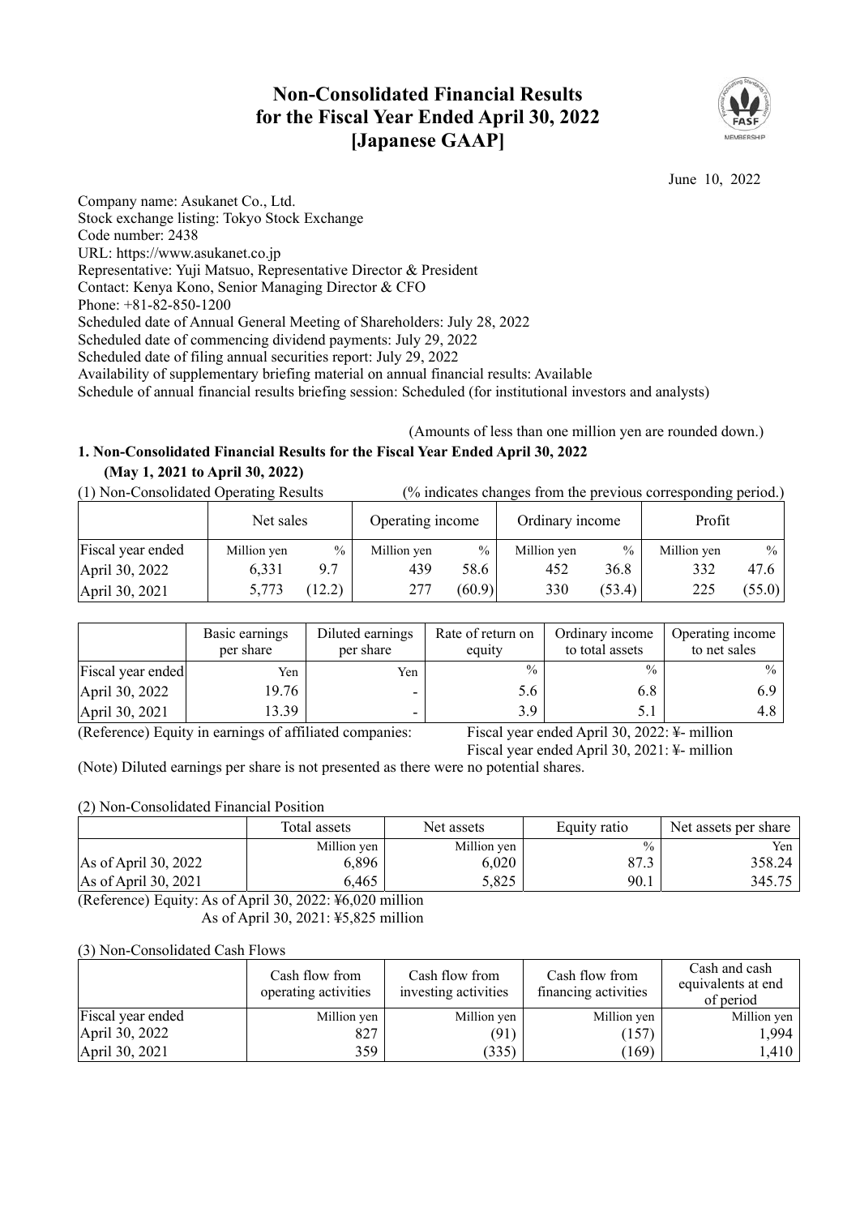# Non-Consolidated Financial Results for the Fiscal Year Ended April 30, 2022 [Japanese GAAP]

June 10, 2022

Company name: Asukanet Co., Ltd.
Stock exchange listing: Tokyo Stock Exchange
Code number: 2438
URL: https://www.asukanet.co.jp
Representative: Yuji Matsuo, Representative Director & President
Contact: Kenya Kono, Senior Managing Director & CFO
Phone: +81-82-850-1200
Scheduled date of Annual General Meeting of Shareholders: July 28, 2022
Scheduled date of commencing dividend payments: July 29, 2022
Scheduled date of filing annual securities report: July 29, 2022
Availability of supplementary briefing material on annual financial results: Available
Schedule of annual financial results briefing session: Scheduled (for institutional investors and analysts)

(Amounts of less than one million yen are rounded down.)

## 1. Non-Consolidated Financial Results for the Fiscal Year Ended April 30, 2022 (May 1, 2021 to April 30, 2022)

(1) Non-Consolidated Operating Results (% indicates changes from the previous corresponding period.)

| | Net sales | | Operating income | | Ordinary income | | Profit | |
|---|---|---|---|---|---|---|---|---|
| Fiscal year ended | Million yen | % | Million yen | % | Million yen | % | Million yen | % |
| April 30, 2022 | 6,331 | 9.7 | 439 | 58.6 | 452 | 36.8 | 332 | 47.6 |
| April 30, 2021 | 5,773 | (12.2) | 277 | (60.9) | 330 | (53.4) | 225 | (55.0) |

| | Basic earnings per share | Diluted earnings per share | Rate of return on equity | Ordinary income to total assets | Operating income to net sales |
|---|---|---|---|---|---|
| Fiscal year ended | Yen | Yen | % | % | % |
| April 30, 2022 | 19.76 | - | 5.6 | 6.8 | 6.9 |
| April 30, 2021 | 13.39 | - | 3.9 | 5.1 | 4.8 |

(Reference) Equity in earnings of affiliated companies: Fiscal year ended April 30, 2022: ¥- million
Fiscal year ended April 30, 2021: ¥- million

(Note) Diluted earnings per share is not presented as there were no potential shares.

(2) Non-Consolidated Financial Position

| | Total assets | Net assets | Equity ratio | Net assets per share |
|---|---|---|---|---|
| | Million yen | Million yen | % | Yen |
| As of April 30, 2022 | 6,896 | 6,020 | 87.3 | 358.24 |
| As of April 30, 2021 | 6,465 | 5,825 | 90.1 | 345.75 |

(Reference) Equity: As of April 30, 2022: ¥6,020 million
As of April 30, 2021: ¥5,825 million

(3) Non-Consolidated Cash Flows

| | Cash flow from operating activities | Cash flow from investing activities | Cash flow from financing activities | Cash and cash equivalents at end of period |
|---|---|---|---|---|
| Fiscal year ended | Million yen | Million yen | Million yen | Million yen |
| April 30, 2022 | 827 | (91) | (157) | 1,994 |
| April 30, 2021 | 359 | (335) | (169) | 1,410 |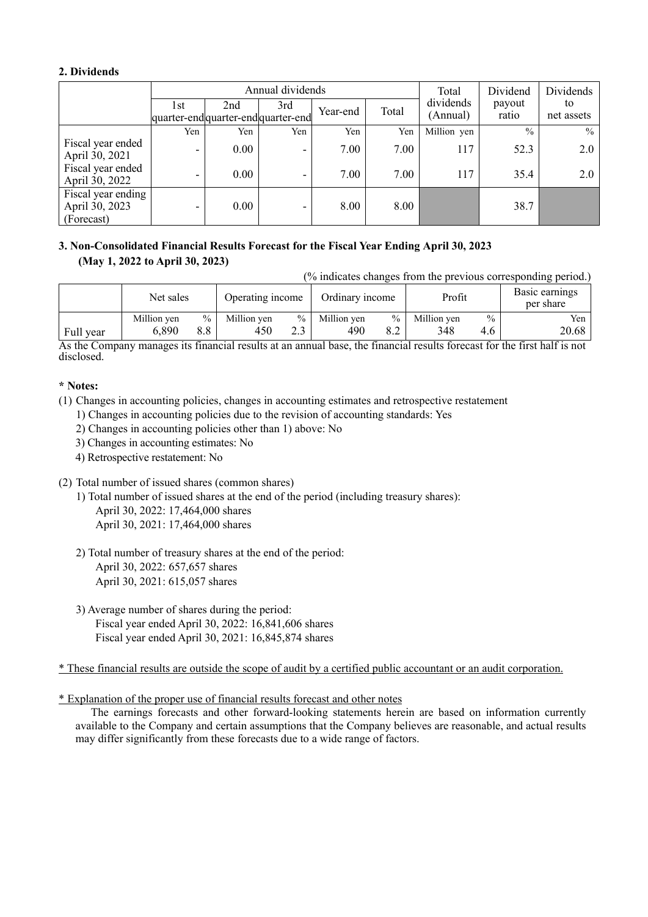## 2. Dividends

| | Annual dividends | | | | | Total dividends (Annual) | Dividend payout ratio | Dividends to net assets |
|---|---|---|---|---|---|---|---|---|
| | 1st quarter-end | 2nd quarter-end | 3rd quarter-end | Year-end | Total | | | |
| | Yen | Yen | Yen | Yen | Yen | Million yen | % | % |
| Fiscal year ended April 30, 2021 | - | 0.00 | - | 7.00 | 7.00 | 117 | 52.3 | 2.0 |
| Fiscal year ended April 30, 2022 | - | 0.00 | - | 7.00 | 7.00 | 117 | 35.4 | 2.0 |
| Fiscal year ending April 30, 2023 (Forecast) | - | 0.00 | - | 8.00 | 8.00 | | 38.7 | |

## 3. Non-Consolidated Financial Results Forecast for the Fiscal Year Ending April 30, 2023 (May 1, 2022 to April 30, 2023)

(% indicates changes from the previous corresponding period.)

| | Net sales | | Operating income | | Ordinary income | | Profit | | Basic earnings per share |
|---|---|---|---|---|---|---|---|---|---|
| | Million yen | % | Million yen | % | Million yen | % | Million yen | % | Yen |
| Full year | 6,890 | 8.8 | 450 | 2.3 | 490 | 8.2 | 348 | 4.6 | 20.68 |

As the Company manages its financial results at an annual base, the financial results forecast for the first half is not disclosed.

**\* Notes:**

(1) Changes in accounting policies, changes in accounting estimates and retrospective restatement
   1) Changes in accounting policies due to the revision of accounting standards: Yes
   2) Changes in accounting policies other than 1) above: No
   3) Changes in accounting estimates: No
   4) Retrospective restatement: No

(2) Total number of issued shares (common shares)
   1) Total number of issued shares at the end of the period (including treasury shares):
      April 30, 2022: 17,464,000 shares
      April 30, 2021: 17,464,000 shares

   2) Total number of treasury shares at the end of the period:
      April 30, 2022: 657,657 shares
      April 30, 2021: 615,057 shares

   3) Average number of shares during the period:
      Fiscal year ended April 30, 2022: 16,841,606 shares
      Fiscal year ended April 30, 2021: 16,845,874 shares

\* These financial results are outside the scope of audit by a certified public accountant or an audit corporation.

\* Explanation of the proper use of financial results forecast and other notes

The earnings forecasts and other forward-looking statements herein are based on information currently available to the Company and certain assumptions that the Company believes are reasonable, and actual results may differ significantly from these forecasts due to a wide range of factors.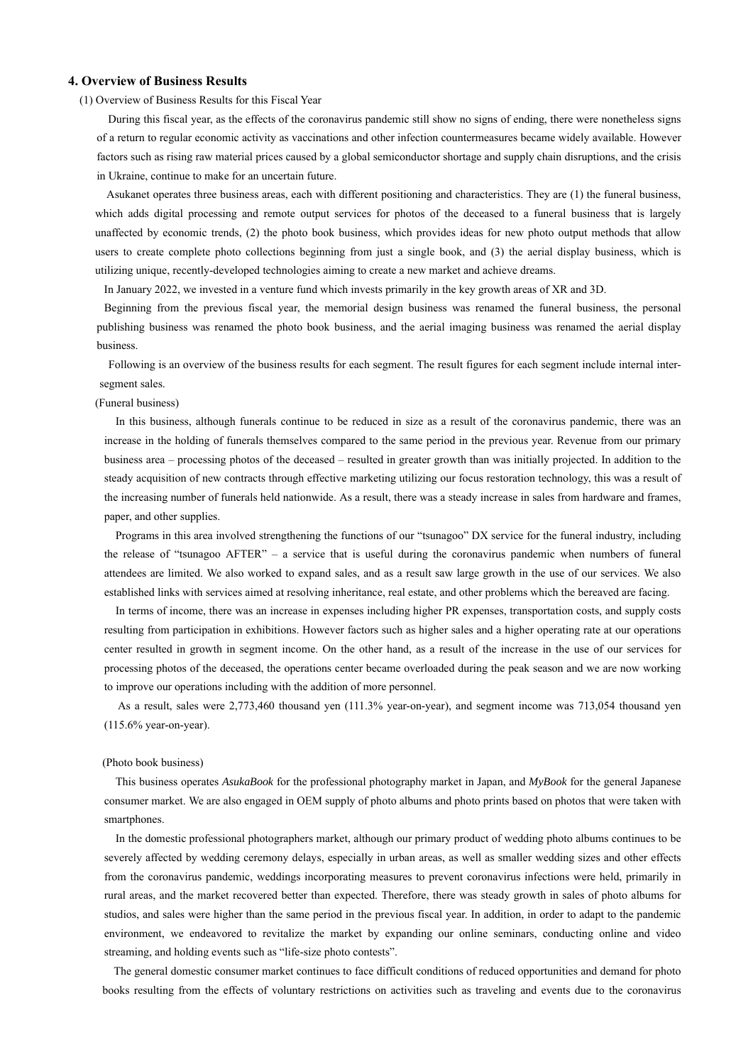## 4. Overview of Business Results

(1) Overview of Business Results for this Fiscal Year

During this fiscal year, as the effects of the coronavirus pandemic still show no signs of ending, there were nonetheless signs of a return to regular economic activity as vaccinations and other infection countermeasures became widely available. However factors such as rising raw material prices caused by a global semiconductor shortage and supply chain disruptions, and the crisis in Ukraine, continue to make for an uncertain future.

Asukanet operates three business areas, each with different positioning and characteristics. They are (1) the funeral business, which adds digital processing and remote output services for photos of the deceased to a funeral business that is largely unaffected by economic trends, (2) the photo book business, which provides ideas for new photo output methods that allow users to create complete photo collections beginning from just a single book, and (3) the aerial display business, which is utilizing unique, recently-developed technologies aiming to create a new market and achieve dreams.

In January 2022, we invested in a venture fund which invests primarily in the key growth areas of XR and 3D.

Beginning from the previous fiscal year, the memorial design business was renamed the funeral business, the personal publishing business was renamed the photo book business, and the aerial imaging business was renamed the aerial display business.

Following is an overview of the business results for each segment. The result figures for each segment include internal inter-segment sales.

(Funeral business)

In this business, although funerals continue to be reduced in size as a result of the coronavirus pandemic, there was an increase in the holding of funerals themselves compared to the same period in the previous year. Revenue from our primary business area – processing photos of the deceased – resulted in greater growth than was initially projected. In addition to the steady acquisition of new contracts through effective marketing utilizing our focus restoration technology, this was a result of the increasing number of funerals held nationwide. As a result, there was a steady increase in sales from hardware and frames, paper, and other supplies.

Programs in this area involved strengthening the functions of our "tsunagoo" DX service for the funeral industry, including the release of "tsunagoo AFTER" – a service that is useful during the coronavirus pandemic when numbers of funeral attendees are limited. We also worked to expand sales, and as a result saw large growth in the use of our services. We also established links with services aimed at resolving inheritance, real estate, and other problems which the bereaved are facing.

In terms of income, there was an increase in expenses including higher PR expenses, transportation costs, and supply costs resulting from participation in exhibitions. However factors such as higher sales and a higher operating rate at our operations center resulted in growth in segment income. On the other hand, as a result of the increase in the use of our services for processing photos of the deceased, the operations center became overloaded during the peak season and we are now working to improve our operations including with the addition of more personnel.

As a result, sales were 2,773,460 thousand yen (111.3% year-on-year), and segment income was 713,054 thousand yen (115.6% year-on-year).

(Photo book business)

This business operates *AsukaBook* for the professional photography market in Japan, and *MyBook* for the general Japanese consumer market. We are also engaged in OEM supply of photo albums and photo prints based on photos that were taken with smartphones.

In the domestic professional photographers market, although our primary product of wedding photo albums continues to be severely affected by wedding ceremony delays, especially in urban areas, as well as smaller wedding sizes and other effects from the coronavirus pandemic, weddings incorporating measures to prevent coronavirus infections were held, primarily in rural areas, and the market recovered better than expected. Therefore, there was steady growth in sales of photo albums for studios, and sales were higher than the same period in the previous fiscal year. In addition, in order to adapt to the pandemic environment, we endeavored to revitalize the market by expanding our online seminars, conducting online and video streaming, and holding events such as "life-size photo contests".

The general domestic consumer market continues to face difficult conditions of reduced opportunities and demand for photo books resulting from the effects of voluntary restrictions on activities such as traveling and events due to the coronavirus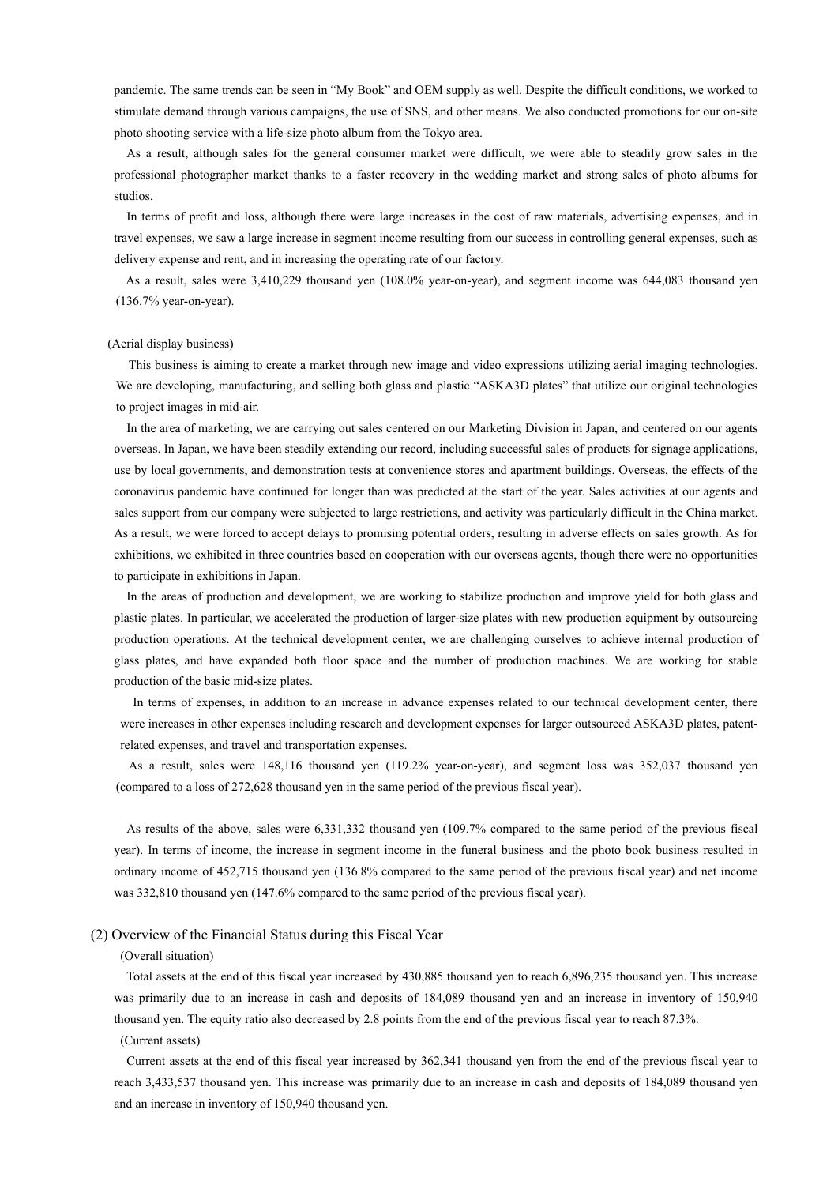pandemic. The same trends can be seen in "My Book" and OEM supply as well. Despite the difficult conditions, we worked to stimulate demand through various campaigns, the use of SNS, and other means. We also conducted promotions for our on-site photo shooting service with a life-size photo album from the Tokyo area.

As a result, although sales for the general consumer market were difficult, we were able to steadily grow sales in the professional photographer market thanks to a faster recovery in the wedding market and strong sales of photo albums for studios.

In terms of profit and loss, although there were large increases in the cost of raw materials, advertising expenses, and in travel expenses, we saw a large increase in segment income resulting from our success in controlling general expenses, such as delivery expense and rent, and in increasing the operating rate of our factory.

As a result, sales were 3,410,229 thousand yen (108.0% year-on-year), and segment income was 644,083 thousand yen (136.7% year-on-year).

(Aerial display business)

This business is aiming to create a market through new image and video expressions utilizing aerial imaging technologies. We are developing, manufacturing, and selling both glass and plastic "ASKA3D plates" that utilize our original technologies to project images in mid-air.

In the area of marketing, we are carrying out sales centered on our Marketing Division in Japan, and centered on our agents overseas. In Japan, we have been steadily extending our record, including successful sales of products for signage applications, use by local governments, and demonstration tests at convenience stores and apartment buildings. Overseas, the effects of the coronavirus pandemic have continued for longer than was predicted at the start of the year. Sales activities at our agents and sales support from our company were subjected to large restrictions, and activity was particularly difficult in the China market. As a result, we were forced to accept delays to promising potential orders, resulting in adverse effects on sales growth. As for exhibitions, we exhibited in three countries based on cooperation with our overseas agents, though there were no opportunities to participate in exhibitions in Japan.

In the areas of production and development, we are working to stabilize production and improve yield for both glass and plastic plates. In particular, we accelerated the production of larger-size plates with new production equipment by outsourcing production operations. At the technical development center, we are challenging ourselves to achieve internal production of glass plates, and have expanded both floor space and the number of production machines. We are working for stable production of the basic mid-size plates.

In terms of expenses, in addition to an increase in advance expenses related to our technical development center, there were increases in other expenses including research and development expenses for larger outsourced ASKA3D plates, patent-related expenses, and travel and transportation expenses.

As a result, sales were 148,116 thousand yen (119.2% year-on-year), and segment loss was 352,037 thousand yen (compared to a loss of 272,628 thousand yen in the same period of the previous fiscal year).

As results of the above, sales were 6,331,332 thousand yen (109.7% compared to the same period of the previous fiscal year). In terms of income, the increase in segment income in the funeral business and the photo book business resulted in ordinary income of 452,715 thousand yen (136.8% compared to the same period of the previous fiscal year) and net income was 332,810 thousand yen (147.6% compared to the same period of the previous fiscal year).

## (2) Overview of the Financial Status during this Fiscal Year

(Overall situation)

Total assets at the end of this fiscal year increased by 430,885 thousand yen to reach 6,896,235 thousand yen. This increase was primarily due to an increase in cash and deposits of 184,089 thousand yen and an increase in inventory of 150,940 thousand yen. The equity ratio also decreased by 2.8 points from the end of the previous fiscal year to reach 87.3%.

(Current assets)

Current assets at the end of this fiscal year increased by 362,341 thousand yen from the end of the previous fiscal year to reach 3,433,537 thousand yen. This increase was primarily due to an increase in cash and deposits of 184,089 thousand yen and an increase in inventory of 150,940 thousand yen.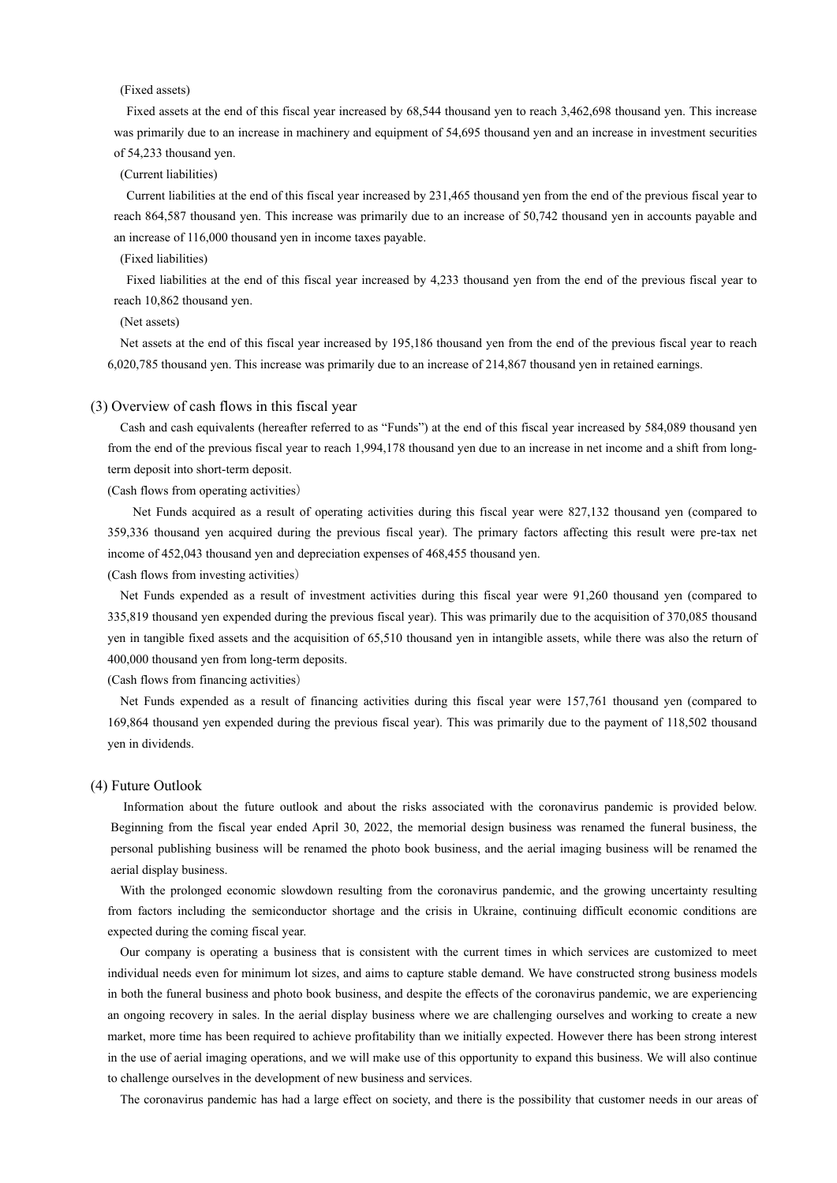(Fixed assets)

Fixed assets at the end of this fiscal year increased by 68,544 thousand yen to reach 3,462,698 thousand yen. This increase was primarily due to an increase in machinery and equipment of 54,695 thousand yen and an increase in investment securities of 54,233 thousand yen.

(Current liabilities)

Current liabilities at the end of this fiscal year increased by 231,465 thousand yen from the end of the previous fiscal year to reach 864,587 thousand yen. This increase was primarily due to an increase of 50,742 thousand yen in accounts payable and an increase of 116,000 thousand yen in income taxes payable.

(Fixed liabilities)

Fixed liabilities at the end of this fiscal year increased by 4,233 thousand yen from the end of the previous fiscal year to reach 10,862 thousand yen.

(Net assets)

Net assets at the end of this fiscal year increased by 195,186 thousand yen from the end of the previous fiscal year to reach 6,020,785 thousand yen. This increase was primarily due to an increase of 214,867 thousand yen in retained earnings.

## (3) Overview of cash flows in this fiscal year

Cash and cash equivalents (hereafter referred to as "Funds") at the end of this fiscal year increased by 584,089 thousand yen from the end of the previous fiscal year to reach 1,994,178 thousand yen due to an increase in net income and a shift from long-term deposit into short-term deposit.

(Cash flows from operating activities)

Net Funds acquired as a result of operating activities during this fiscal year were 827,132 thousand yen (compared to 359,336 thousand yen acquired during the previous fiscal year). The primary factors affecting this result were pre-tax net income of 452,043 thousand yen and depreciation expenses of 468,455 thousand yen.

(Cash flows from investing activities)

Net Funds expended as a result of investment activities during this fiscal year were 91,260 thousand yen (compared to 335,819 thousand yen expended during the previous fiscal year). This was primarily due to the acquisition of 370,085 thousand yen in tangible fixed assets and the acquisition of 65,510 thousand yen in intangible assets, while there was also the return of 400,000 thousand yen from long-term deposits.

(Cash flows from financing activities)

Net Funds expended as a result of financing activities during this fiscal year were 157,761 thousand yen (compared to 169,864 thousand yen expended during the previous fiscal year). This was primarily due to the payment of 118,502 thousand yen in dividends.

## (4) Future Outlook

Information about the future outlook and about the risks associated with the coronavirus pandemic is provided below. Beginning from the fiscal year ended April 30, 2022, the memorial design business was renamed the funeral business, the personal publishing business will be renamed the photo book business, and the aerial imaging business will be renamed the aerial display business.

With the prolonged economic slowdown resulting from the coronavirus pandemic, and the growing uncertainty resulting from factors including the semiconductor shortage and the crisis in Ukraine, continuing difficult economic conditions are expected during the coming fiscal year.

Our company is operating a business that is consistent with the current times in which services are customized to meet individual needs even for minimum lot sizes, and aims to capture stable demand. We have constructed strong business models in both the funeral business and photo book business, and despite the effects of the coronavirus pandemic, we are experiencing an ongoing recovery in sales. In the aerial display business where we are challenging ourselves and working to create a new market, more time has been required to achieve profitability than we initially expected. However there has been strong interest in the use of aerial imaging operations, and we will make use of this opportunity to expand this business. We will also continue to challenge ourselves in the development of new business and services.

The coronavirus pandemic has had a large effect on society, and there is the possibility that customer needs in our areas of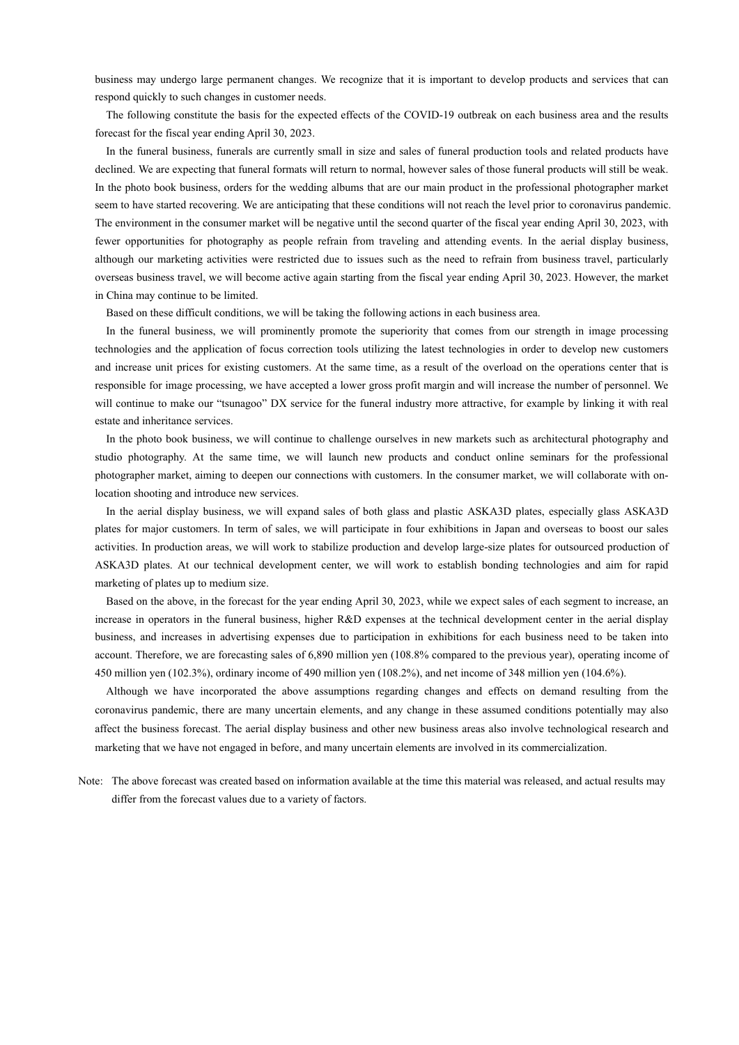business may undergo large permanent changes. We recognize that it is important to develop products and services that can respond quickly to such changes in customer needs.

The following constitute the basis for the expected effects of the COVID-19 outbreak on each business area and the results forecast for the fiscal year ending April 30, 2023.

In the funeral business, funerals are currently small in size and sales of funeral production tools and related products have declined. We are expecting that funeral formats will return to normal, however sales of those funeral products will still be weak. In the photo book business, orders for the wedding albums that are our main product in the professional photographer market seem to have started recovering. We are anticipating that these conditions will not reach the level prior to coronavirus pandemic. The environment in the consumer market will be negative until the second quarter of the fiscal year ending April 30, 2023, with fewer opportunities for photography as people refrain from traveling and attending events. In the aerial display business, although our marketing activities were restricted due to issues such as the need to refrain from business travel, particularly overseas business travel, we will become active again starting from the fiscal year ending April 30, 2023. However, the market in China may continue to be limited.

Based on these difficult conditions, we will be taking the following actions in each business area.

In the funeral business, we will prominently promote the superiority that comes from our strength in image processing technologies and the application of focus correction tools utilizing the latest technologies in order to develop new customers and increase unit prices for existing customers. At the same time, as a result of the overload on the operations center that is responsible for image processing, we have accepted a lower gross profit margin and will increase the number of personnel. We will continue to make our "tsunagoo" DX service for the funeral industry more attractive, for example by linking it with real estate and inheritance services.

In the photo book business, we will continue to challenge ourselves in new markets such as architectural photography and studio photography. At the same time, we will launch new products and conduct online seminars for the professional photographer market, aiming to deepen our connections with customers. In the consumer market, we will collaborate with on-location shooting and introduce new services.

In the aerial display business, we will expand sales of both glass and plastic ASKA3D plates, especially glass ASKA3D plates for major customers. In term of sales, we will participate in four exhibitions in Japan and overseas to boost our sales activities. In production areas, we will work to stabilize production and develop large-size plates for outsourced production of ASKA3D plates. At our technical development center, we will work to establish bonding technologies and aim for rapid marketing of plates up to medium size.

Based on the above, in the forecast for the year ending April 30, 2023, while we expect sales of each segment to increase, an increase in operators in the funeral business, higher R&D expenses at the technical development center in the aerial display business, and increases in advertising expenses due to participation in exhibitions for each business need to be taken into account. Therefore, we are forecasting sales of 6,890 million yen (108.8% compared to the previous year), operating income of 450 million yen (102.3%), ordinary income of 490 million yen (108.2%), and net income of 348 million yen (104.6%).

Although we have incorporated the above assumptions regarding changes and effects on demand resulting from the coronavirus pandemic, there are many uncertain elements, and any change in these assumed conditions potentially may also affect the business forecast. The aerial display business and other new business areas also involve technological research and marketing that we have not engaged in before, and many uncertain elements are involved in its commercialization.

Note: The above forecast was created based on information available at the time this material was released, and actual results may differ from the forecast values due to a variety of factors.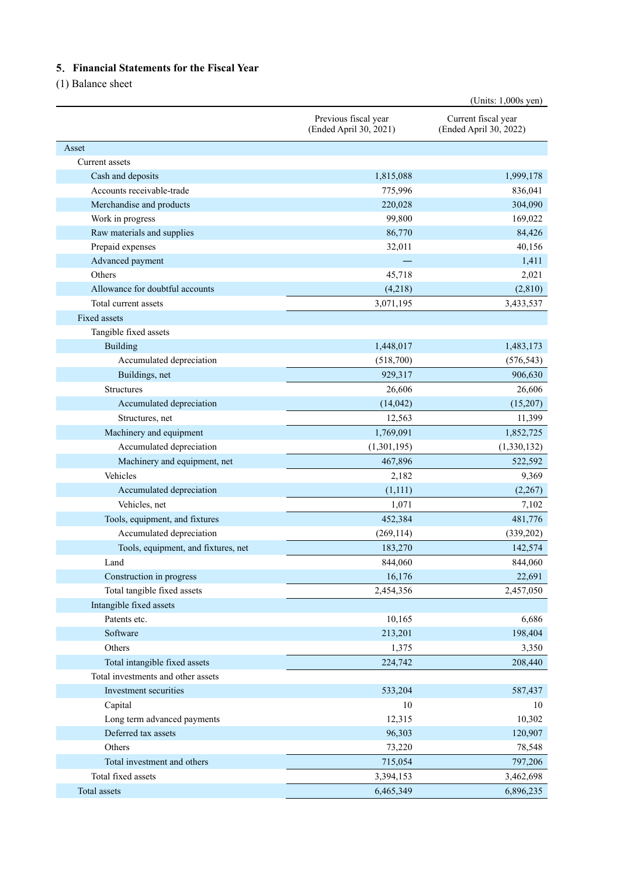## 5. Financial Statements for the Fiscal Year

(1) Balance sheet

(Units: 1,000s yen)

| | Previous fiscal year (Ended April 30, 2021) | Current fiscal year (Ended April 30, 2022) |
|---|---|---|
| Asset | | |
| Current assets | | |
| Cash and deposits | 1,815,088 | 1,999,178 |
| Accounts receivable-trade | 775,996 | 836,041 |
| Merchandise and products | 220,028 | 304,090 |
| Work in progress | 99,800 | 169,022 |
| Raw materials and supplies | 86,770 | 84,426 |
| Prepaid expenses | 32,011 | 40,156 |
| Advanced payment | — | 1,411 |
| Others | 45,718 | 2,021 |
| Allowance for doubtful accounts | (4,218) | (2,810) |
| Total current assets | 3,071,195 | 3,433,537 |
| Fixed assets | | |
| Tangible fixed assets | | |
| Building | 1,448,017 | 1,483,173 |
| Accumulated depreciation | (518,700) | (576,543) |
| Buildings, net | 929,317 | 906,630 |
| Structures | 26,606 | 26,606 |
| Accumulated depreciation | (14,042) | (15,207) |
| Structures, net | 12,563 | 11,399 |
| Machinery and equipment | 1,769,091 | 1,852,725 |
| Accumulated depreciation | (1,301,195) | (1,330,132) |
| Machinery and equipment, net | 467,896 | 522,592 |
| Vehicles | 2,182 | 9,369 |
| Accumulated depreciation | (1,111) | (2,267) |
| Vehicles, net | 1,071 | 7,102 |
| Tools, equipment, and fixtures | 452,384 | 481,776 |
| Accumulated depreciation | (269,114) | (339,202) |
| Tools, equipment, and fixtures, net | 183,270 | 142,574 |
| Land | 844,060 | 844,060 |
| Construction in progress | 16,176 | 22,691 |
| Total tangible fixed assets | 2,454,356 | 2,457,050 |
| Intangible fixed assets | | |
| Patents etc. | 10,165 | 6,686 |
| Software | 213,201 | 198,404 |
| Others | 1,375 | 3,350 |
| Total intangible fixed assets | 224,742 | 208,440 |
| Total investments and other assets | | |
| Investment securities | 533,204 | 587,437 |
| Capital | 10 | 10 |
| Long term advanced payments | 12,315 | 10,302 |
| Deferred tax assets | 96,303 | 120,907 |
| Others | 73,220 | 78,548 |
| Total investment and others | 715,054 | 797,206 |
| Total fixed assets | 3,394,153 | 3,462,698 |
| Total assets | 6,465,349 | 6,896,235 |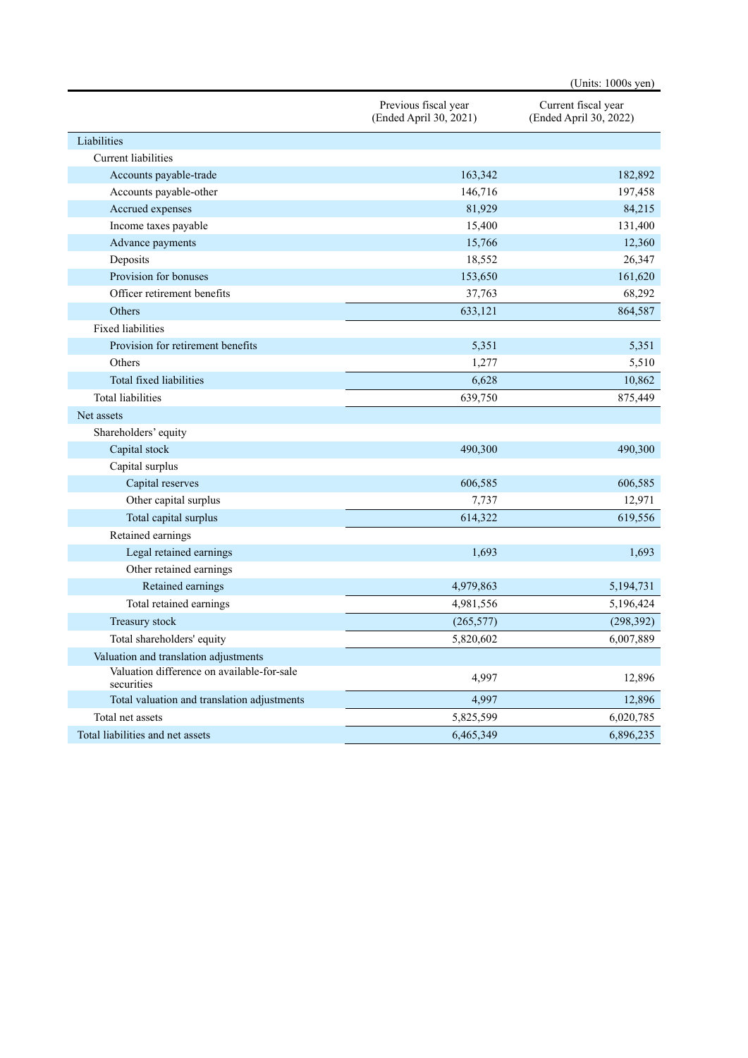(Units: 1000s yen)

| | Previous fiscal year (Ended April 30, 2021) | Current fiscal year (Ended April 30, 2022) |
|---|---|---|
| Liabilities | | |
| Current liabilities | | |
| Accounts payable-trade | 163,342 | 182,892 |
| Accounts payable-other | 146,716 | 197,458 |
| Accrued expenses | 81,929 | 84,215 |
| Income taxes payable | 15,400 | 131,400 |
| Advance payments | 15,766 | 12,360 |
| Deposits | 18,552 | 26,347 |
| Provision for bonuses | 153,650 | 161,620 |
| Officer retirement benefits | 37,763 | 68,292 |
| Others | 633,121 | 864,587 |
| Fixed liabilities | | |
| Provision for retirement benefits | 5,351 | 5,351 |
| Others | 1,277 | 5,510 |
| Total fixed liabilities | 6,628 | 10,862 |
| Total liabilities | 639,750 | 875,449 |
| Net assets | | |
| Shareholders' equity | | |
| Capital stock | 490,300 | 490,300 |
| Capital surplus | | |
| Capital reserves | 606,585 | 606,585 |
| Other capital surplus | 7,737 | 12,971 |
| Total capital surplus | 614,322 | 619,556 |
| Retained earnings | | |
| Legal retained earnings | 1,693 | 1,693 |
| Other retained earnings | | |
| Retained earnings | 4,979,863 | 5,194,731 |
| Total retained earnings | 4,981,556 | 5,196,424 |
| Treasury stock | (265,577) | (298,392) |
| Total shareholders' equity | 5,820,602 | 6,007,889 |
| Valuation and translation adjustments | | |
| Valuation difference on available-for-sale securities | 4,997 | 12,896 |
| Total valuation and translation adjustments | 4,997 | 12,896 |
| Total net assets | 5,825,599 | 6,020,785 |
| Total liabilities and net assets | 6,465,349 | 6,896,235 |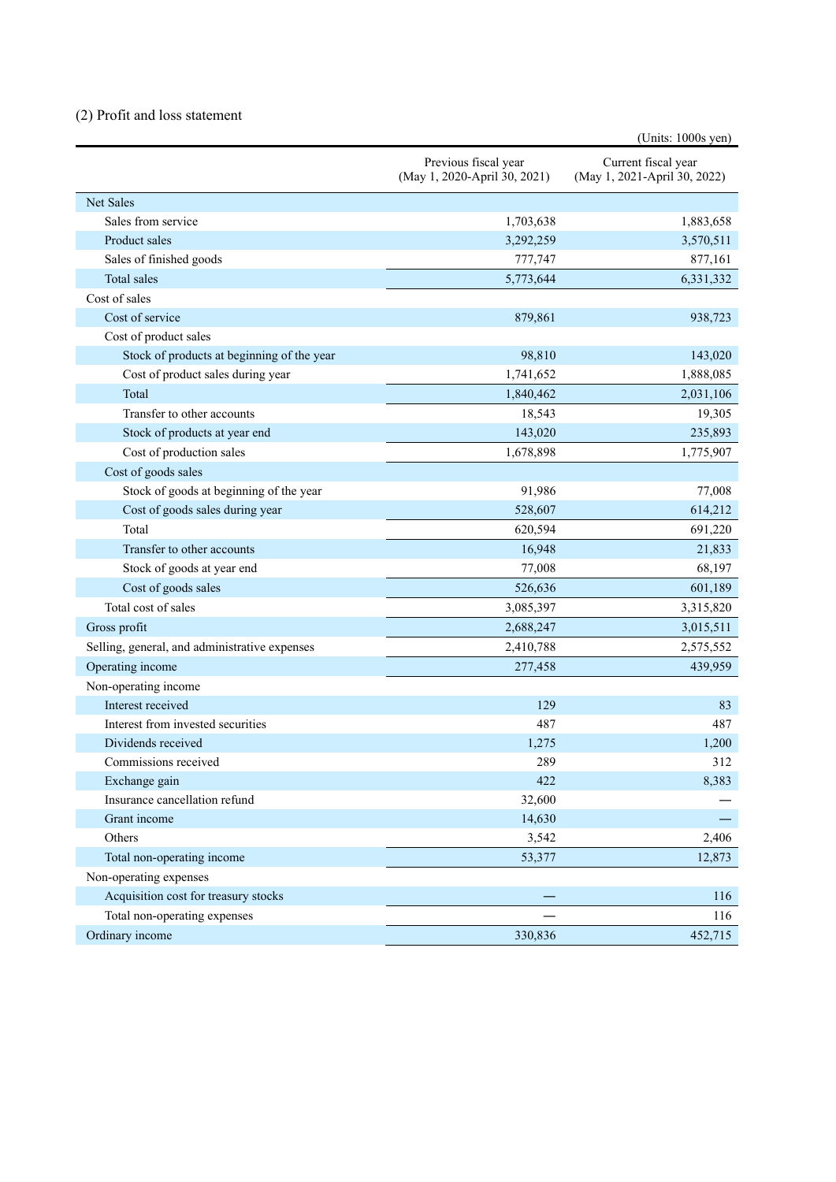## (2) Profit and loss statement

(Units: 1000s yen)

| | Previous fiscal year (May 1, 2020-April 30, 2021) | Current fiscal year (May 1, 2021-April 30, 2022) |
|---|---|---|
| Net Sales | | |
| Sales from service | 1,703,638 | 1,883,658 |
| Product sales | 3,292,259 | 3,570,511 |
| Sales of finished goods | 777,747 | 877,161 |
| Total sales | 5,773,644 | 6,331,332 |
| Cost of sales | | |
| Cost of service | 879,861 | 938,723 |
| Cost of product sales | | |
| Stock of products at beginning of the year | 98,810 | 143,020 |
| Cost of product sales during year | 1,741,652 | 1,888,085 |
| Total | 1,840,462 | 2,031,106 |
| Transfer to other accounts | 18,543 | 19,305 |
| Stock of products at year end | 143,020 | 235,893 |
| Cost of production sales | 1,678,898 | 1,775,907 |
| Cost of goods sales | | |
| Stock of goods at beginning of the year | 91,986 | 77,008 |
| Cost of goods sales during year | 528,607 | 614,212 |
| Total | 620,594 | 691,220 |
| Transfer to other accounts | 16,948 | 21,833 |
| Stock of goods at year end | 77,008 | 68,197 |
| Cost of goods sales | 526,636 | 601,189 |
| Total cost of sales | 3,085,397 | 3,315,820 |
| Gross profit | 2,688,247 | 3,015,511 |
| Selling, general, and administrative expenses | 2,410,788 | 2,575,552 |
| Operating income | 277,458 | 439,959 |
| Non-operating income | | |
| Interest received | 129 | 83 |
| Interest from invested securities | 487 | 487 |
| Dividends received | 1,275 | 1,200 |
| Commissions received | 289 | 312 |
| Exchange gain | 422 | 8,383 |
| Insurance cancellation refund | 32,600 | — |
| Grant income | 14,630 | — |
| Others | 3,542 | 2,406 |
| Total non-operating income | 53,377 | 12,873 |
| Non-operating expenses | | |
| Acquisition cost for treasury stocks | — | 116 |
| Total non-operating expenses | — | 116 |
| Ordinary income | 330,836 | 452,715 |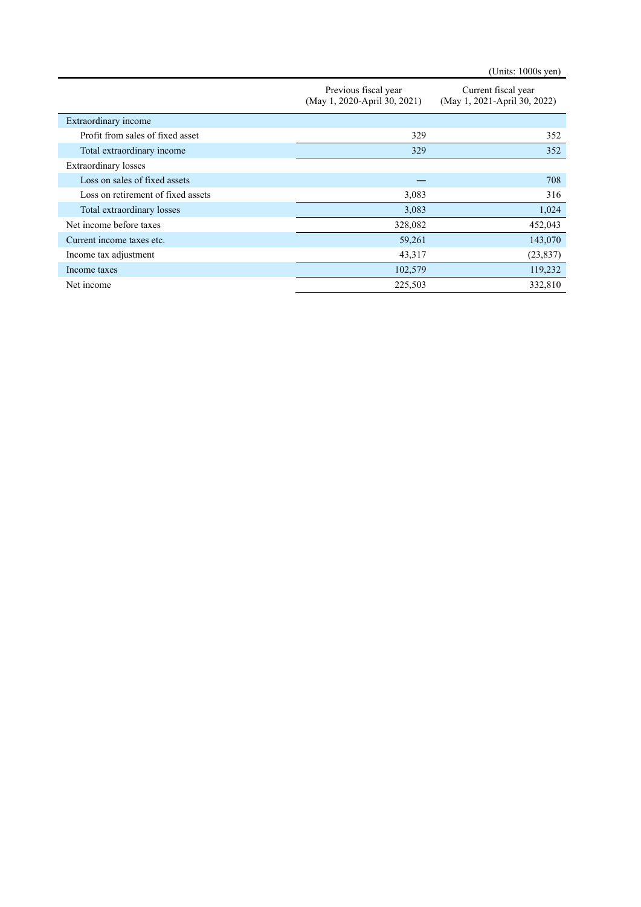(Units: 1000s yen)

| | Previous fiscal year (May 1, 2020-April 30, 2021) | Current fiscal year (May 1, 2021-April 30, 2022) |
|---|---|---|
| Extraordinary income | | |
| Profit from sales of fixed asset | 329 | 352 |
| Total extraordinary income | 329 | 352 |
| Extraordinary losses | | |
| Loss on sales of fixed assets | — | 708 |
| Loss on retirement of fixed assets | 3,083 | 316 |
| Total extraordinary losses | 3,083 | 1,024 |
| Net income before taxes | 328,082 | 452,043 |
| Current income taxes etc. | 59,261 | 143,070 |
| Income tax adjustment | 43,317 | (23,837) |
| Income taxes | 102,579 | 119,232 |
| Net income | 225,503 | 332,810 |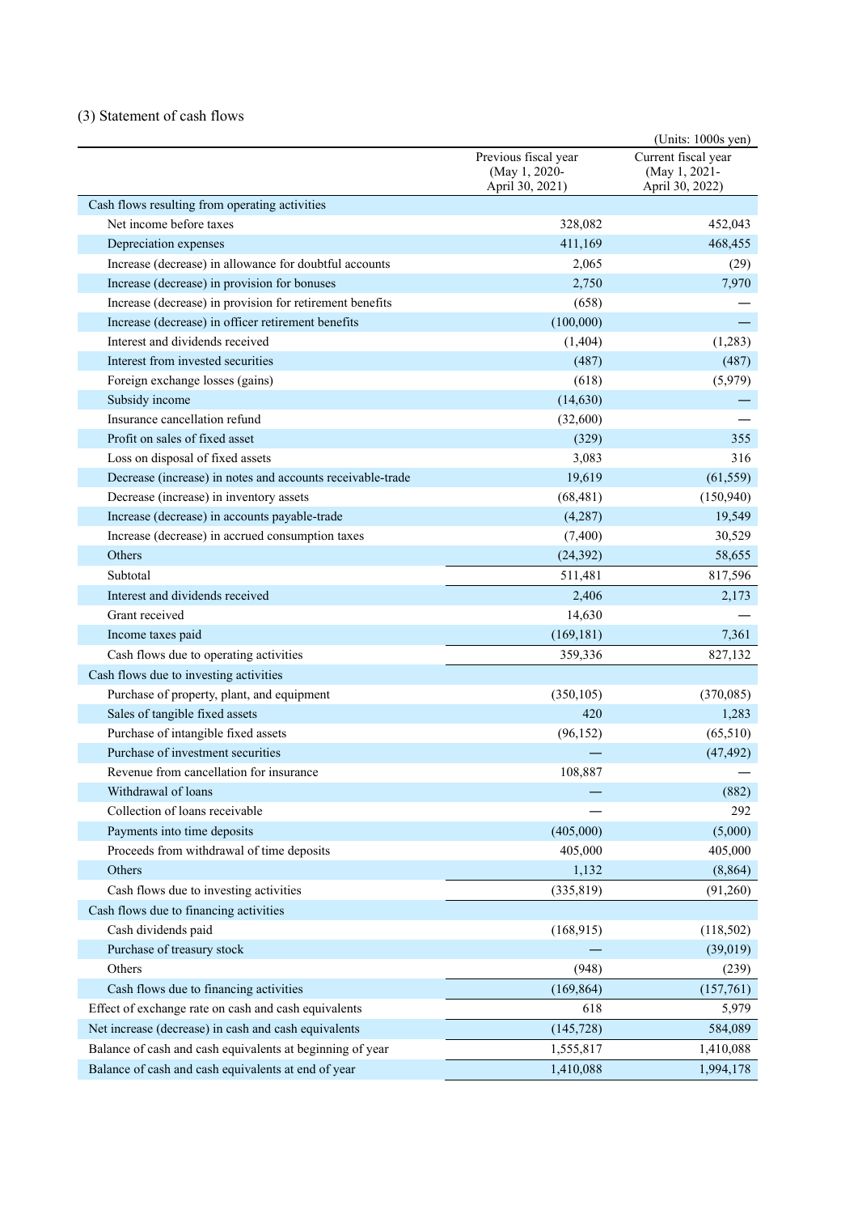(3) Statement of cash flows

(Units: 1000s yen)

| | Previous fiscal year (May 1, 2020- April 30, 2021) | Current fiscal year (May 1, 2021- April 30, 2022) |
|---|---|---|
| Cash flows resulting from operating activities | | |
| Net income before taxes | 328,082 | 452,043 |
| Depreciation expenses | 411,169 | 468,455 |
| Increase (decrease) in allowance for doubtful accounts | 2,065 | (29) |
| Increase (decrease) in provision for bonuses | 2,750 | 7,970 |
| Increase (decrease) in provision for retirement benefits | (658) | — |
| Increase (decrease) in officer retirement benefits | (100,000) | — |
| Interest and dividends received | (1,404) | (1,283) |
| Interest from invested securities | (487) | (487) |
| Foreign exchange losses (gains) | (618) | (5,979) |
| Subsidy income | (14,630) | — |
| Insurance cancellation refund | (32,600) | — |
| Profit on sales of fixed asset | (329) | 355 |
| Loss on disposal of fixed assets | 3,083 | 316 |
| Decrease (increase) in notes and accounts receivable-trade | 19,619 | (61,559) |
| Decrease (increase) in inventory assets | (68,481) | (150,940) |
| Increase (decrease) in accounts payable-trade | (4,287) | 19,549 |
| Increase (decrease) in accrued consumption taxes | (7,400) | 30,529 |
| Others | (24,392) | 58,655 |
| Subtotal | 511,481 | 817,596 |
| Interest and dividends received | 2,406 | 2,173 |
| Grant received | 14,630 | — |
| Income taxes paid | (169,181) | 7,361 |
| Cash flows due to operating activities | 359,336 | 827,132 |
| Cash flows due to investing activities | | |
| Purchase of property, plant, and equipment | (350,105) | (370,085) |
| Sales of tangible fixed assets | 420 | 1,283 |
| Purchase of intangible fixed assets | (96,152) | (65,510) |
| Purchase of investment securities | — | (47,492) |
| Revenue from cancellation for insurance | 108,887 | — |
| Withdrawal of loans | — | (882) |
| Collection of loans receivable | — | 292 |
| Payments into time deposits | (405,000) | (5,000) |
| Proceeds from withdrawal of time deposits | 405,000 | 405,000 |
| Others | 1,132 | (8,864) |
| Cash flows due to investing activities | (335,819) | (91,260) |
| Cash flows due to financing activities | | |
| Cash dividends paid | (168,915) | (118,502) |
| Purchase of treasury stock | — | (39,019) |
| Others | (948) | (239) |
| Cash flows due to financing activities | (169,864) | (157,761) |
| Effect of exchange rate on cash and cash equivalents | 618 | 5,979 |
| Net increase (decrease) in cash and cash equivalents | (145,728) | 584,089 |
| Balance of cash and cash equivalents at beginning of year | 1,555,817 | 1,410,088 |
| Balance of cash and cash equivalents at end of year | 1,410,088 | 1,994,178 |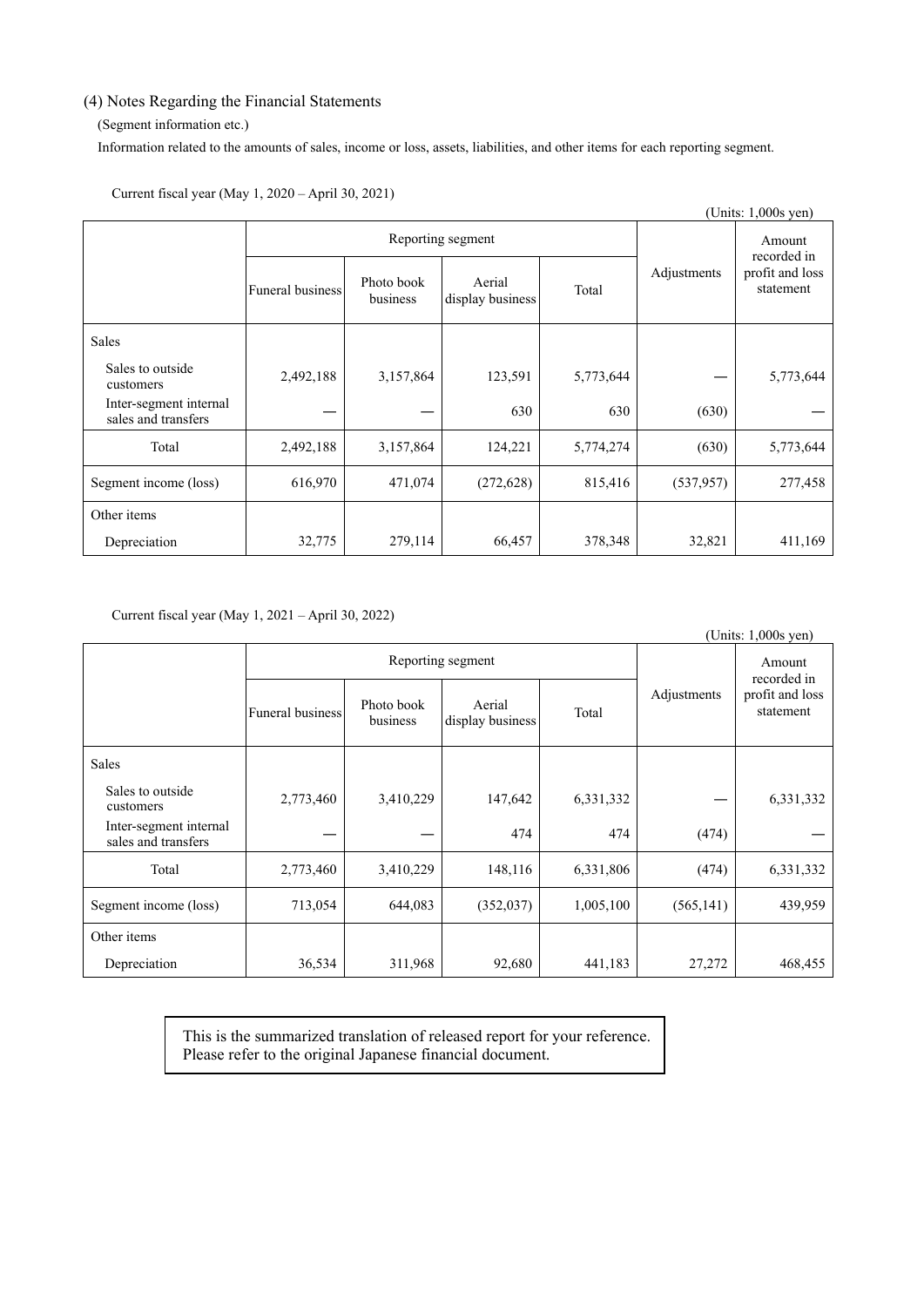### (4) Notes Regarding the Financial Statements

(Segment information etc.)

Information related to the amounts of sales, income or loss, assets, liabilities, and other items for each reporting segment.

Current fiscal year (May 1, 2020 – April 30, 2021)

(Units: 1,000s yen)

| | Reporting segment | | | | Adjustments | Amount recorded in profit and loss statement |
|---|---|---|---|---|---|---|
| | Funeral business | Photo book business | Aerial display business | Total | | |
| Sales | | | | | | |
| Sales to outside customers | 2,492,188 | 3,157,864 | 123,591 | 5,773,644 | — | 5,773,644 |
| Inter-segment internal sales and transfers | — | — | 630 | 630 | (630) | — |
| Total | 2,492,188 | 3,157,864 | 124,221 | 5,774,274 | (630) | 5,773,644 |
| Segment income (loss) | 616,970 | 471,074 | (272,628) | 815,416 | (537,957) | 277,458 |
| Other items | | | | | | |
| Depreciation | 32,775 | 279,114 | 66,457 | 378,348 | 32,821 | 411,169 |

Current fiscal year (May 1, 2021 – April 30, 2022)

(Units: 1,000s yen)

| | Reporting segment | | | | Adjustments | Amount recorded in profit and loss statement |
|---|---|---|---|---|---|---|
| | Funeral business | Photo book business | Aerial display business | Total | | |
| Sales | | | | | | |
| Sales to outside customers | 2,773,460 | 3,410,229 | 147,642 | 6,331,332 | — | 6,331,332 |
| Inter-segment internal sales and transfers | — | — | 474 | 474 | (474) | — |
| Total | 2,773,460 | 3,410,229 | 148,116 | 6,331,806 | (474) | 6,331,332 |
| Segment income (loss) | 713,054 | 644,083 | (352,037) | 1,005,100 | (565,141) | 439,959 |
| Other items | | | | | | |
| Depreciation | 36,534 | 311,968 | 92,680 | 441,183 | 27,272 | 468,455 |

This is the summarized translation of released report for your reference.
Please refer to the original Japanese financial document.